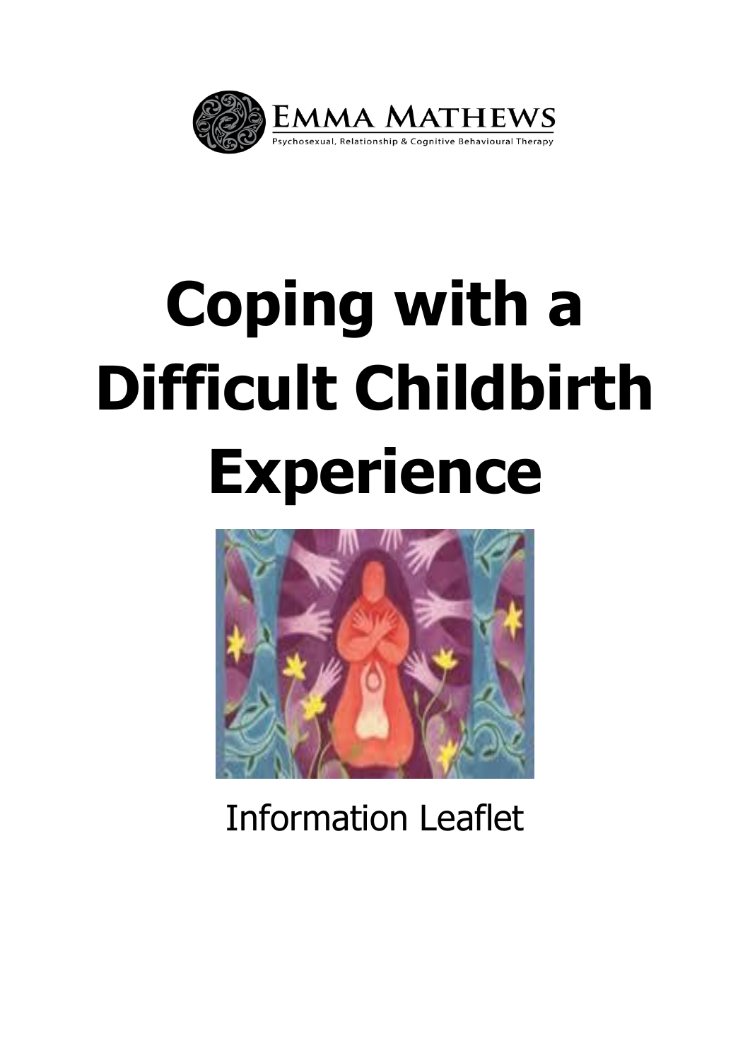EMMA MATHEWS

Psychosexual, Relationship & Cognitive Behavioural Therapy

# Coping with a Difficult Childbirth Experience

Information Leaflet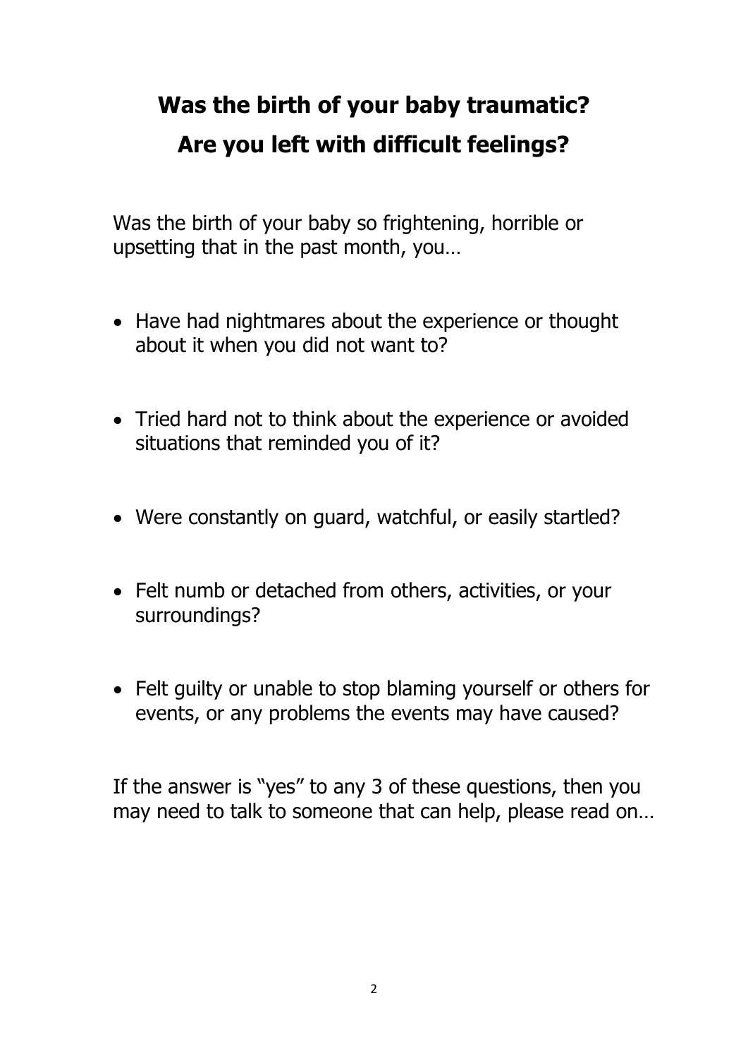# Was the birth of your baby traumatic?
# Are you left with difficult feelings?

Was the birth of your baby so frightening, horrible or upsetting that in the past month, you…

- Have had nightmares about the experience or thought about it when you did not want to?
- Tried hard not to think about the experience or avoided situations that reminded you of it?
- Were constantly on guard, watchful, or easily startled?
- Felt numb or detached from others, activities, or your surroundings?
- Felt guilty or unable to stop blaming yourself or others for events, or any problems the events may have caused?

If the answer is "yes" to any 3 of these questions, then you may need to talk to someone that can help, please read on…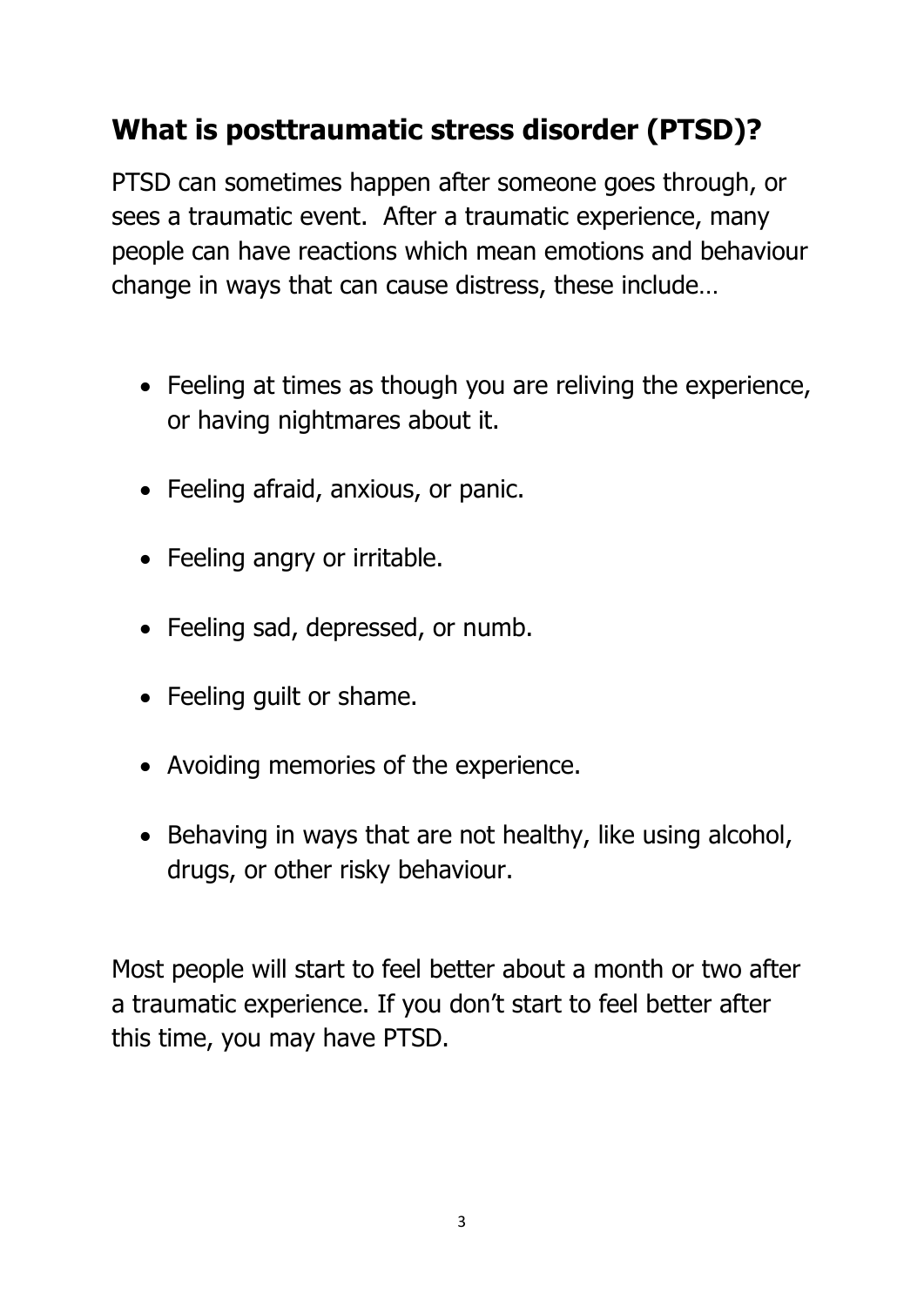## What is posttraumatic stress disorder (PTSD)?

PTSD can sometimes happen after someone goes through, or sees a traumatic event. After a traumatic experience, many people can have reactions which mean emotions and behaviour change in ways that can cause distress, these include…

- Feeling at times as though you are reliving the experience, or having nightmares about it.
- Feeling afraid, anxious, or panic.
- Feeling angry or irritable.
- Feeling sad, depressed, or numb.
- Feeling guilt or shame.
- Avoiding memories of the experience.
- Behaving in ways that are not healthy, like using alcohol, drugs, or other risky behaviour.

Most people will start to feel better about a month or two after a traumatic experience. If you don't start to feel better after this time, you may have PTSD.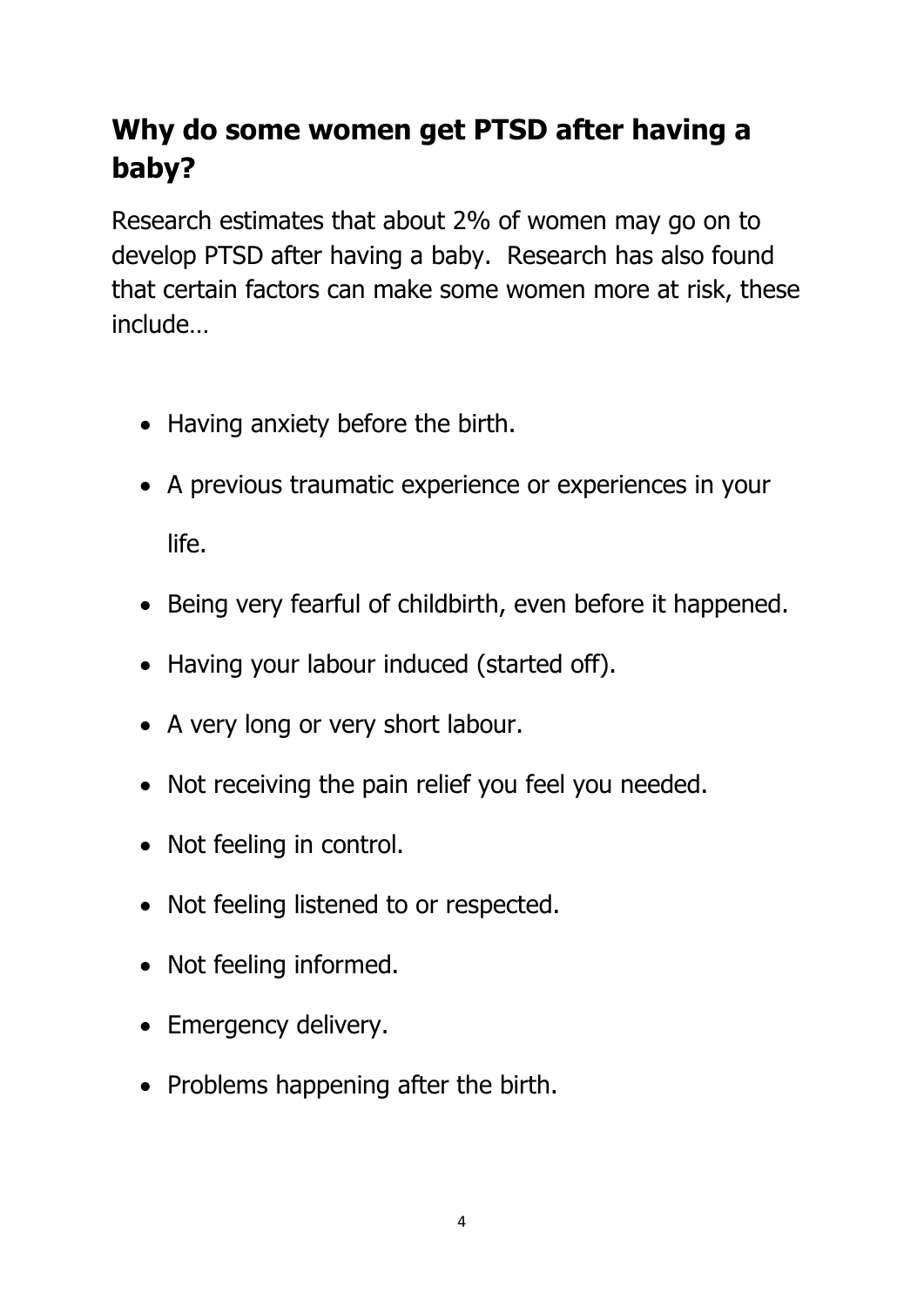## Why do some women get PTSD after having a baby?

Research estimates that about 2% of women may go on to develop PTSD after having a baby. Research has also found that certain factors can make some women more at risk, these include…

- Having anxiety before the birth.
- A previous traumatic experience or experiences in your life.
- Being very fearful of childbirth, even before it happened.
- Having your labour induced (started off).
- A very long or very short labour.
- Not receiving the pain relief you feel you needed.
- Not feeling in control.
- Not feeling listened to or respected.
- Not feeling informed.
- Emergency delivery.
- Problems happening after the birth.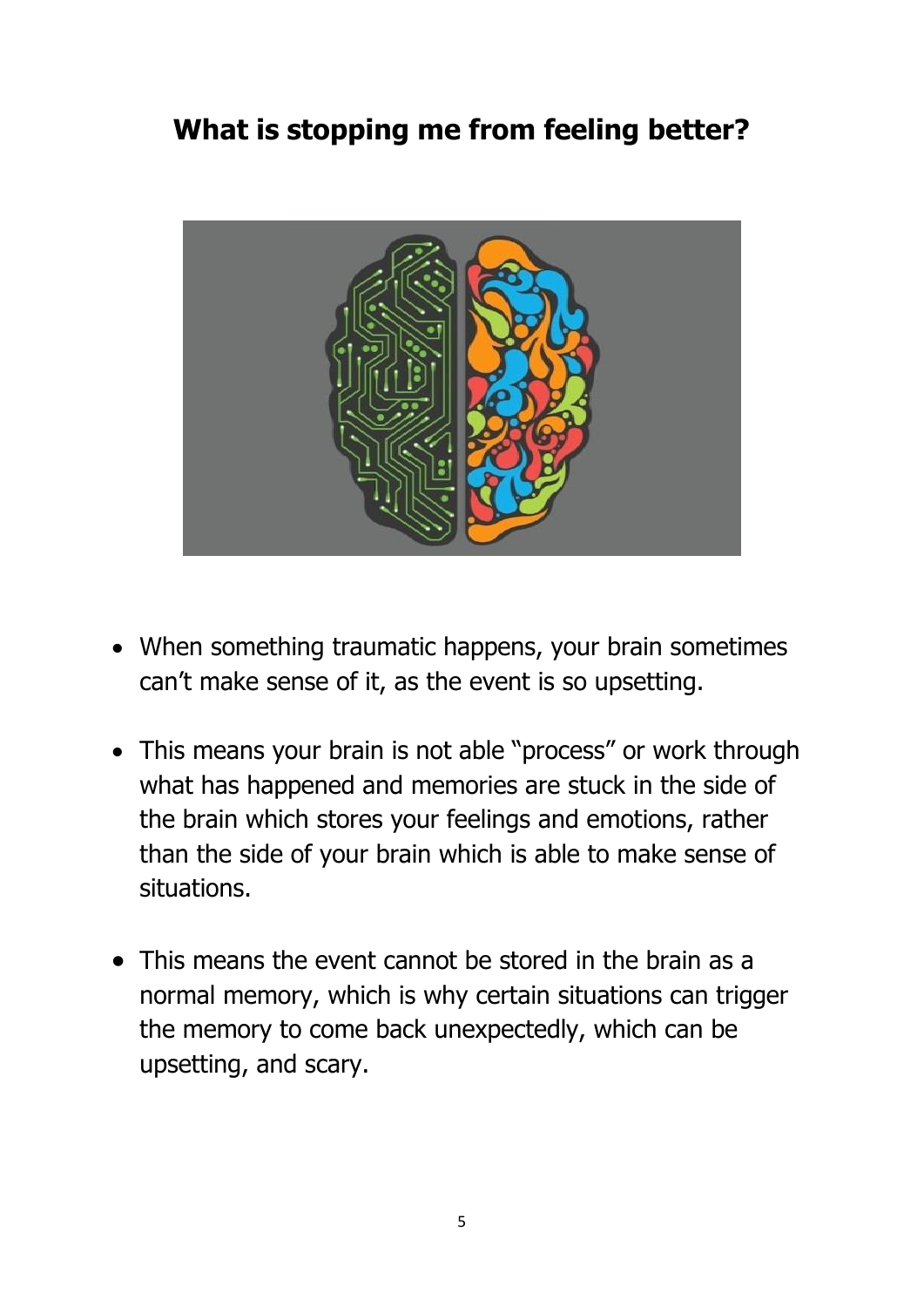## What is stopping me from feeling better?

- When something traumatic happens, your brain sometimes can't make sense of it, as the event is so upsetting.

- This means your brain is not able "process" or work through what has happened and memories are stuck in the side of the brain which stores your feelings and emotions, rather than the side of your brain which is able to make sense of situations.

- This means the event cannot be stored in the brain as a normal memory, which is why certain situations can trigger the memory to come back unexpectedly, which can be upsetting, and scary.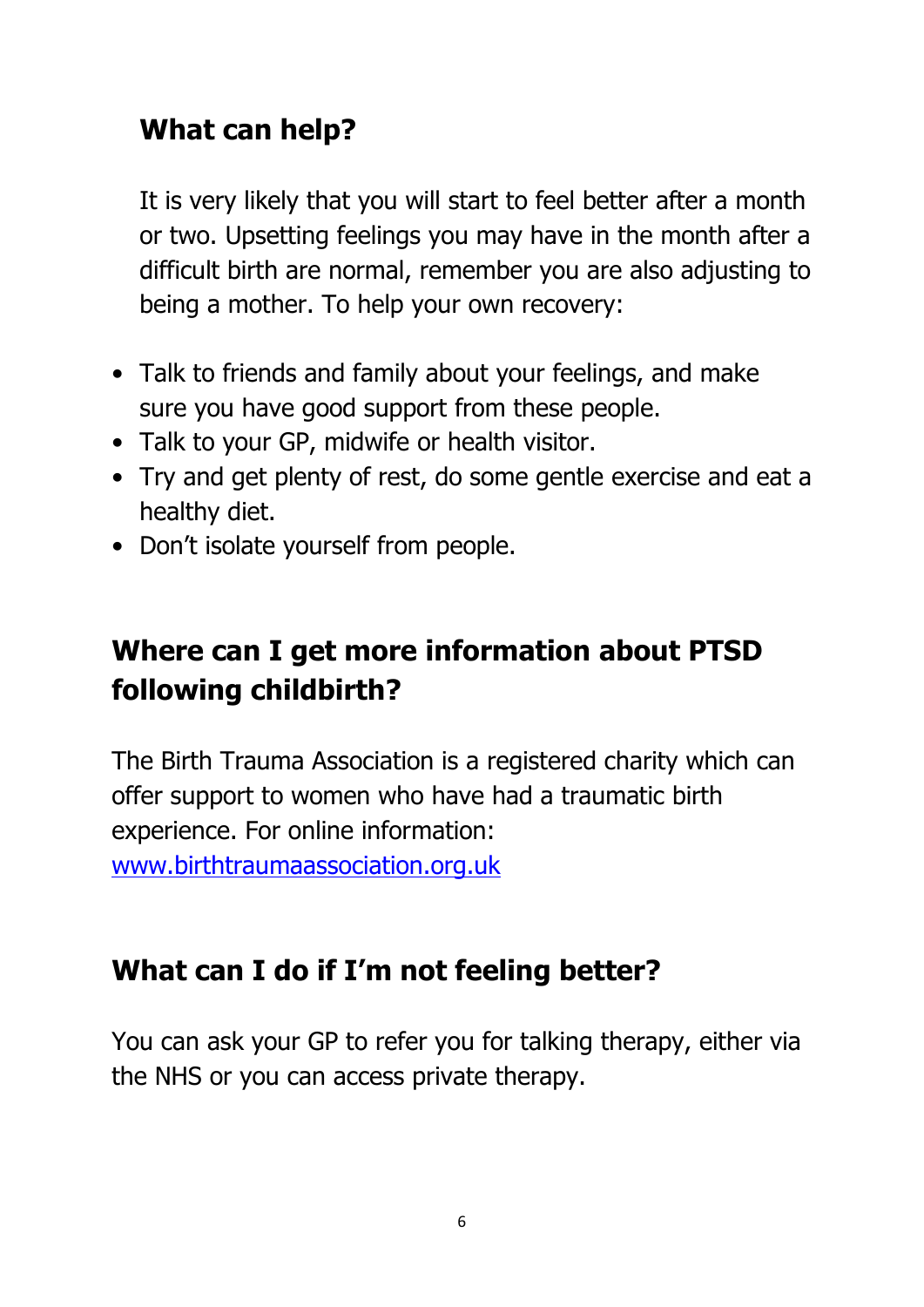## What can help?

It is very likely that you will start to feel better after a month or two. Upsetting feelings you may have in the month after a difficult birth are normal, remember you are also adjusting to being a mother. To help your own recovery:

- Talk to friends and family about your feelings, and make sure you have good support from these people.
- Talk to your GP, midwife or health visitor.
- Try and get plenty of rest, do some gentle exercise and eat a healthy diet.
- Don't isolate yourself from people.

## Where can I get more information about PTSD following childbirth?

The Birth Trauma Association is a registered charity which can offer support to women who have had a traumatic birth experience. For online information: [www.birthtraumaassociation.org.uk](http://www.birthtraumaassociation.org.uk)

## What can I do if I'm not feeling better?

You can ask your GP to refer you for talking therapy, either via the NHS or you can access private therapy.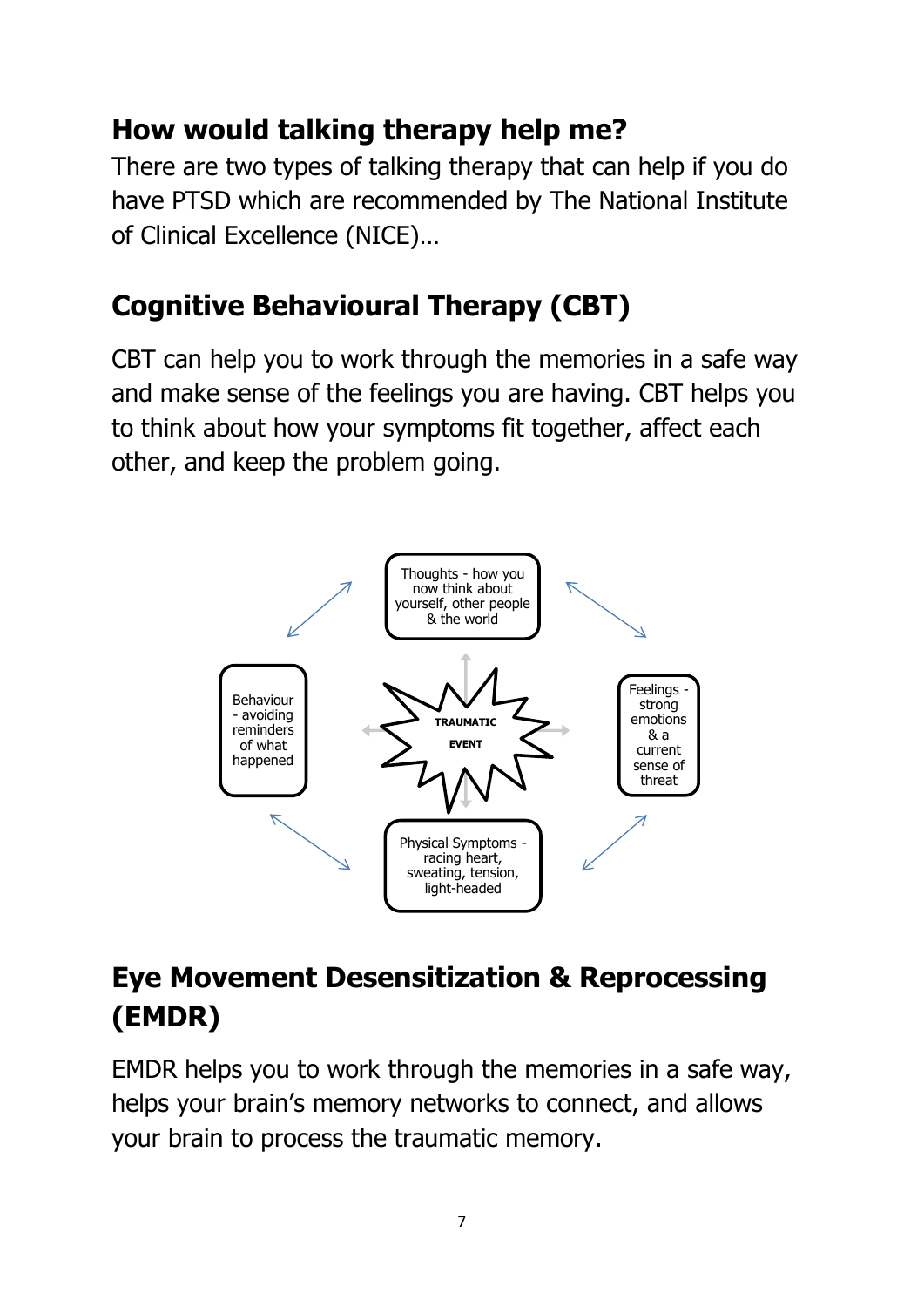## How would talking therapy help me?

There are two types of talking therapy that can help if you do have PTSD which are recommended by The National Institute of Clinical Excellence (NICE)…

## Cognitive Behavioural Therapy (CBT)

CBT can help you to work through the memories in a safe way and make sense of the feelings you are having. CBT helps you to think about how your symptoms fit together, affect each other, and keep the problem going.

Thoughts - how you now think about yourself, other people & the world

Behaviour - avoiding reminders of what happened

**TRAUMATIC EVENT**

Feelings - strong emotions & a current sense of threat

Physical Symptoms - racing heart, sweating, tension, light-headed

## Eye Movement Desensitization & Reprocessing (EMDR)

EMDR helps you to work through the memories in a safe way, helps your brain's memory networks to connect, and allows your brain to process the traumatic memory.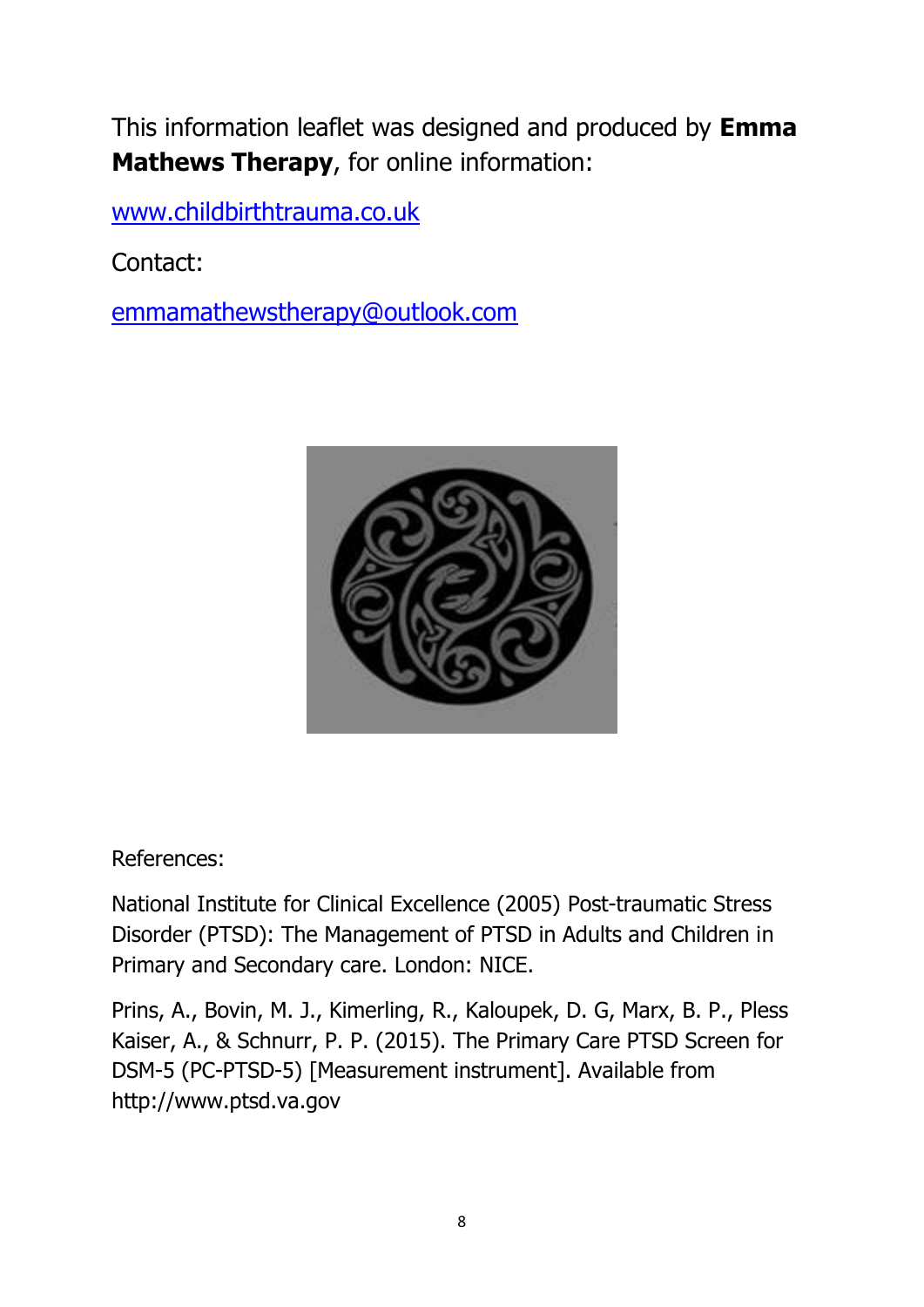This information leaflet was designed and produced by **Emma Mathews Therapy**, for online information:

[www.childbirthtrauma.co.uk](http://www.childbirthtrauma.co.uk)

Contact:

[emmamathewstherapy@outlook.com](mailto:emmamathewstherapy@outlook.com)

References:

National Institute for Clinical Excellence (2005) Post-traumatic Stress Disorder (PTSD): The Management of PTSD in Adults and Children in Primary and Secondary care. London: NICE.

Prins, A., Bovin, M. J., Kimerling, R., Kaloupek, D. G, Marx, B. P., Pless Kaiser, A., & Schnurr, P. P. (2015). The Primary Care PTSD Screen for DSM-5 (PC-PTSD-5) [Measurement instrument]. Available from http://www.ptsd.va.gov